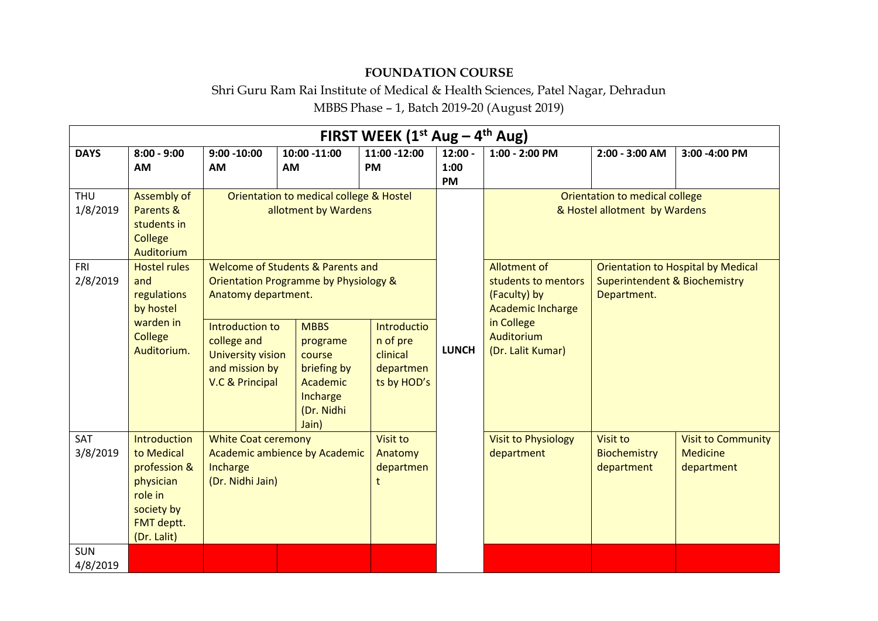**FOUNDATION COURSE**

Shri Guru Ram Rai Institute of Medical & Health Sciences, Patel Nagar, Dehradun

MBBS Phase – 1, Batch 2019-20 (August 2019)

| FIRST WEEK (1st Aug – 4th Aug) | | | | | | | | |
|---|---|---|---|---|---|---|---|---|
| **DAYS** | **8:00 - 9:00 AM** | **9:00 -10:00 AM** | **10:00 -11:00 AM** | **11:00 -12:00 PM** | **12:00 - 1:00 PM** | **1:00 - 2:00 PM** | **2:00 - 3:00 AM** | **3:00 -4:00 PM** |
| THU 1/8/2019 | Assembly of Parents & students in College Auditorium | Orientation to medical college & Hostel allotment by Wardens | | | **LUNCH** | Orientation to medical college & Hostel allotment by Wardens | | |
| FRI 2/8/2019 | Hostel rules and regulations by hostel warden in College Auditorium. | Welcome of Students & Parents and Orientation Programme by Physiology & Anatomy department. | | | | Allotment of students to mentors (Faculty) by Academic Incharge in College Auditorium (Dr. Lalit Kumar) | Orientation to Hospital by Medical Superintendent & Biochemistry Department. | |
| | | Introduction to college and University vision and mission by V.C & Principal | MBBS programe course briefing by Academic Incharge (Dr. Nidhi Jain) | Introduction of pre clinical departments by HOD's | | | | |
| SAT 3/8/2019 | Introduction to Medical profession & physician role in society by FMT deptt. (Dr. Lalit) | White Coat ceremony Academic ambience by Academic Incharge (Dr. Nidhi Jain) | | Visit to Anatomy department | | Visit to Physiology department | Visit to Biochemistry department | Visit to Community Medicine department |
| SUN 4/8/2019 | | | | | | | | |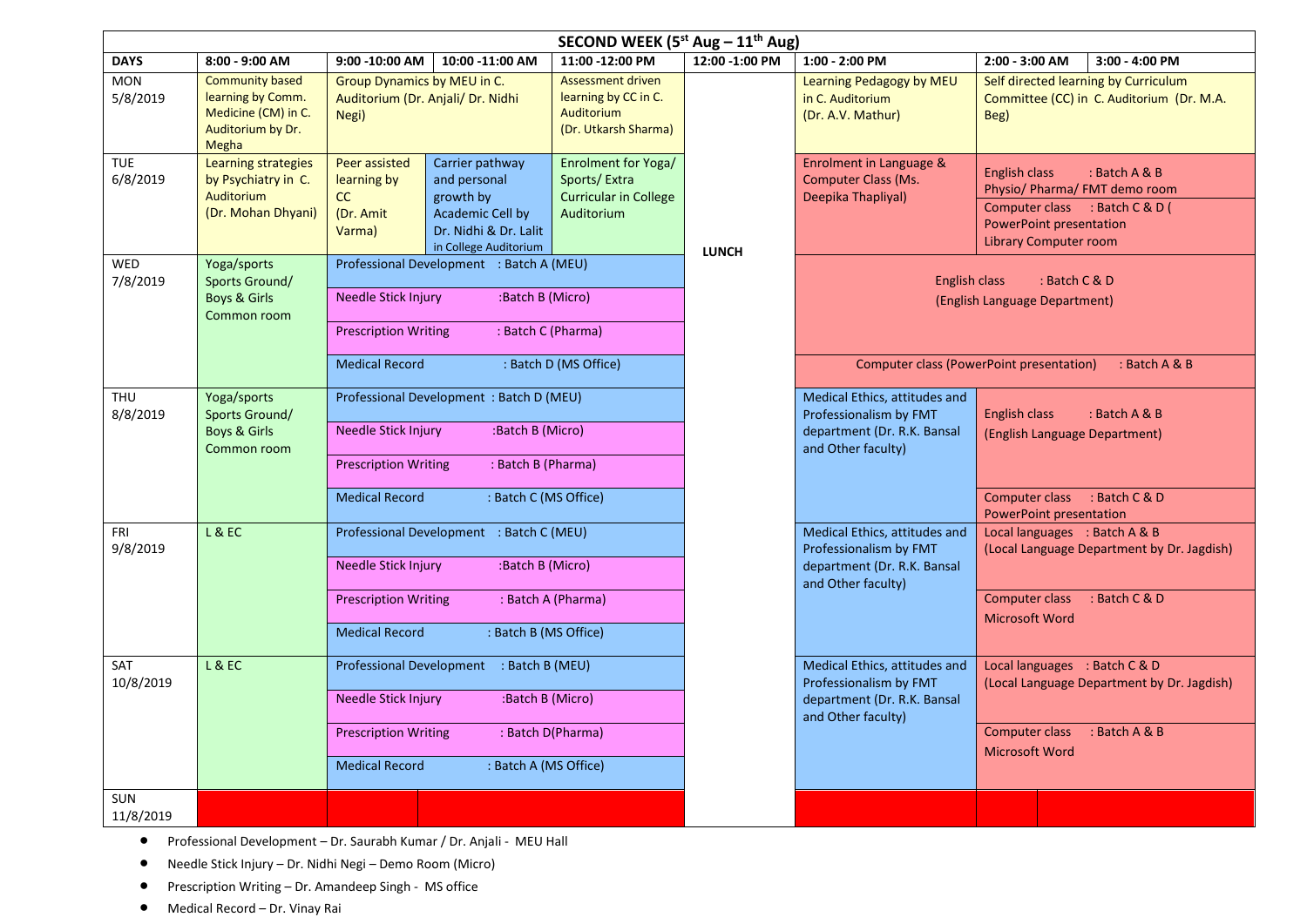## SECOND WEEK (5th Aug – 11th Aug)

| DAYS | 8:00 - 9:00 AM | 9:00 -10:00 AM | 10:00 -11:00 AM | 11:00 -12:00 PM | 12:00 -1:00 PM | 1:00 - 2:00 PM | 2:00 - 3:00 AM | 3:00 - 4:00 PM |
|---|---|---|---|---|---|---|---|---|
| MON 5/8/2019 | Community based learning by Comm. Medicine (CM) in C. Auditorium by Dr. Megha | Group Dynamics by MEU in C. Auditorium (Dr. Anjali/ Dr. Nidhi Negi) | | Assessment driven learning by CC in C. Auditorium (Dr. Utkarsh Sharma) | LUNCH | Learning Pedagogy by MEU in C. Auditorium (Dr. A.V. Mathur) | Self directed learning by Curriculum Committee (CC) in C. Auditorium (Dr. M.A. Beg) | |
| TUE 6/8/2019 | Learning strategies by Psychiatry in C. Auditorium (Dr. Mohan Dhyani) | Peer assisted learning by CC (Dr. Amit Varma) | Carrier pathway and personal growth by Academic Cell by Dr. Nidhi & Dr. Lalit in College Auditorium | Enrolment for Yoga/ Sports/ Extra Curricular in College Auditorium | LUNCH | Enrolment in Language & Computer Class (Ms. Deepika Thapliyal) | English class : Batch A & B Physio/ Pharma/ FMT demo room; Computer class : Batch C & D ( PowerPoint presentation Library Computer room | |
| WED 7/8/2019 | Yoga/sports Sports Ground/ Boys & Girls Common room | Professional Development : Batch A (MEU); Needle Stick Injury :Batch B (Micro); Prescription Writing : Batch C (Pharma); Medical Record : Batch D (MS Office) | | | LUNCH | English class : Batch C & D (English Language Department); Computer class (PowerPoint presentation) : Batch A & B | | |
| THU 8/8/2019 | Yoga/sports Sports Ground/ Boys & Girls Common room | Professional Development : Batch D (MEU); Needle Stick Injury :Batch B (Micro); Prescription Writing : Batch B (Pharma); Medical Record : Batch C (MS Office) | | | LUNCH | Medical Ethics, attitudes and Professionalism by FMT department (Dr. R.K. Bansal and Other faculty) | English class : Batch A & B (English Language Department); Computer class : Batch C & D PowerPoint presentation | |
| FRI 9/8/2019 | L & EC | Professional Development : Batch C (MEU); Needle Stick Injury :Batch B (Micro); Prescription Writing : Batch A (Pharma); Medical Record : Batch B (MS Office) | | | LUNCH | Medical Ethics, attitudes and Professionalism by FMT department (Dr. R.K. Bansal and Other faculty) | Local languages : Batch A & B (Local Language Department by Dr. Jagdish); Computer class : Batch C & D Microsoft Word | |
| SAT 10/8/2019 | L & EC | Professional Development : Batch B (MEU); Needle Stick Injury :Batch B (Micro); Prescription Writing : Batch D(Pharma); Medical Record : Batch A (MS Office) | | | LUNCH | Medical Ethics, attitudes and Professionalism by FMT department (Dr. R.K. Bansal and Other faculty) | Local languages : Batch C & D (Local Language Department by Dr. Jagdish); Computer class : Batch A & B Microsoft Word | |
| SUN 11/8/2019 | | | | | | | | |

- Professional Development – Dr. Saurabh Kumar / Dr. Anjali - MEU Hall
- Needle Stick Injury – Dr. Nidhi Negi – Demo Room (Micro)
- Prescription Writing – Dr. Amandeep Singh - MS office
- Medical Record – Dr. Vinay Rai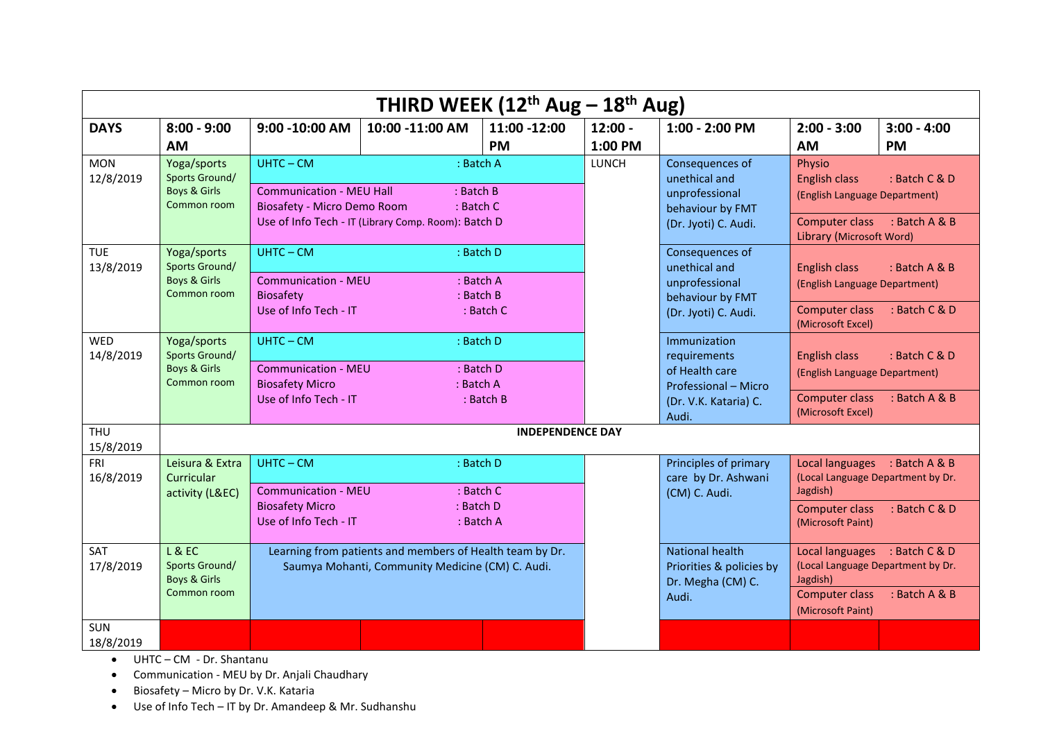# THIRD WEEK (12th Aug – 18th Aug)

| DAYS | 8:00 - 9:00 AM | 9:00 -10:00 AM | 10:00 -11:00 AM | 11:00 -12:00 PM | 12:00 - 1:00 PM | 1:00 - 2:00 PM | 2:00 - 3:00 AM | 3:00 - 4:00 PM |
|---|---|---|---|---|---|---|---|---|
| MON 12/8/2019 | Yoga/sports Sports Ground/ Boys & Girls Common room | UHTC – CM : Batch A<br>Communication - MEU Hall : Batch B<br>Biosafety - Micro Demo Room : Batch C<br>Use of Info Tech - IT (Library Comp. Room): Batch D | | | LUNCH | Consequences of unethical and unprofessional behaviour by FMT (Dr. Jyoti) C. Audi. | Physio English class : Batch C & D (English Language Department)<br>Computer class : Batch A & B Library (Microsoft Word) | |
| TUE 13/8/2019 | Yoga/sports Sports Ground/ Boys & Girls Common room | UHTC – CM : Batch D<br>Communication - MEU : Batch A<br>Biosafety : Batch B<br>Use of Info Tech - IT : Batch C | | | | Consequences of unethical and unprofessional behaviour by FMT (Dr. Jyoti) C. Audi. | English class : Batch A & B (English Language Department)<br>Computer class : Batch C & D (Microsoft Excel) | |
| WED 14/8/2019 | Yoga/sports Sports Ground/ Boys & Girls Common room | UHTC – CM : Batch D<br>Communication - MEU : Batch D<br>Biosafety Micro : Batch A<br>Use of Info Tech - IT : Batch B | | | | Immunization requirements of Health care Professional – Micro (Dr. V.K. Kataria) C. Audi. | English class : Batch C & D (English Language Department)<br>Computer class : Batch A & B (Microsoft Excel) | |
| THU 15/8/2019 | INDEPENDENCE DAY | | | | | | | |
| FRI 16/8/2019 | Leisura & Extra Curricular activity (L&EC) | UHTC – CM : Batch D<br>Communication - MEU : Batch C<br>Biosafety Micro : Batch D<br>Use of Info Tech - IT : Batch A | | | | Principles of primary care by Dr. Ashwani (CM) C. Audi. | Local languages : Batch A & B (Local Language Department by Dr. Jagdish)<br>Computer class : Batch C & D (Microsoft Paint) | |
| SAT 17/8/2019 | L & EC Sports Ground/ Boys & Girls Common room | Learning from patients and members of Health team by Dr. Saumya Mohanti, Community Medicine (CM) C. Audi. | | | | National health Priorities & policies by Dr. Megha (CM) C. Audi. | Local languages : Batch C & D (Local Language Department by Dr. Jagdish)<br>Computer class : Batch A & B (Microsoft Paint) | |
| SUN 18/8/2019 | | | | | | | | |

- UHTC – CM - Dr. Shantanu
- Communication - MEU by Dr. Anjali Chaudhary
- Biosafety – Micro by Dr. V.K. Kataria
- Use of Info Tech – IT by Dr. Amandeep & Mr. Sudhanshu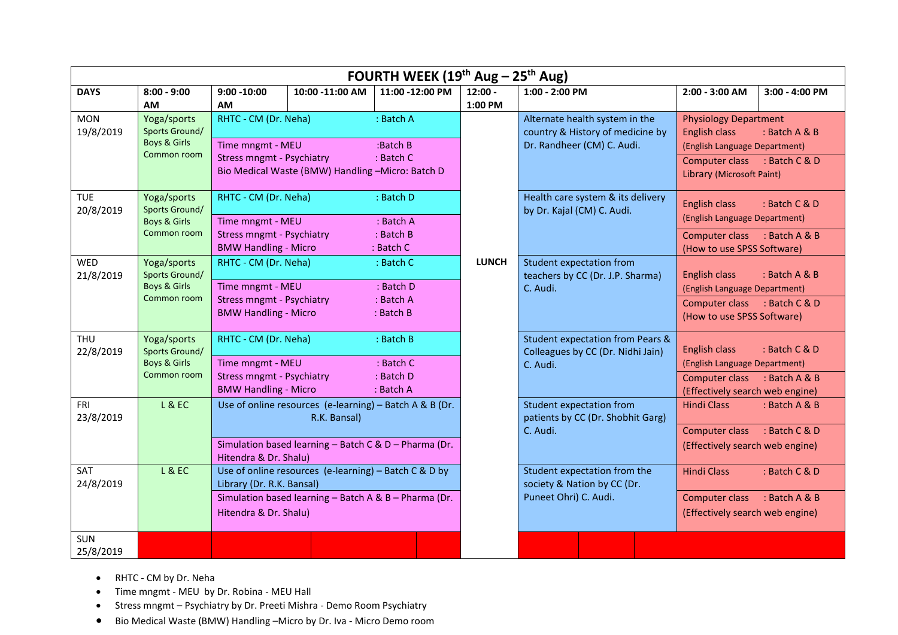| FOURTH WEEK (19th Aug – 25th Aug) | | | | | | | | |
|---|---|---|---|---|---|---|---|---|
| **DAYS** | **8:00 - 9:00 AM** | **9:00 -10:00 AM** | **10:00 -11:00 AM** | **11:00 -12:00 PM** | **12:00 - 1:00 PM** | **1:00 - 2:00 PM** | **2:00 - 3:00 AM** | **3:00 - 4:00 PM** |
| MON 19/8/2019 | Yoga/sports Sports Ground/ Boys & Girls Common room | RHTC - CM (Dr. Neha) : Batch A<br>Time mngmt - MEU :Batch B<br>Stress mngmt - Psychiatry : Batch C<br>Bio Medical Waste (BMW) Handling –Micro: Batch D | | | LUNCH | Alternate health system in the country & History of medicine by Dr. Randheer (CM) C. Audi. | Physiology Department<br>English class : Batch A & B (English Language Department)<br>Computer class : Batch C & D Library (Microsoft Paint) | |
| TUE 20/8/2019 | Yoga/sports Sports Ground/ Boys & Girls Common room | RHTC - CM (Dr. Neha) : Batch D<br>Time mngmt - MEU : Batch A<br>Stress mngmt - Psychiatry : Batch B<br>BMW Handling - Micro : Batch C | | | | Health care system & its delivery by Dr. Kajal (CM) C. Audi. | English class : Batch C & D (English Language Department)<br>Computer class : Batch A & B (How to use SPSS Software) | |
| WED 21/8/2019 | Yoga/sports Sports Ground/ Boys & Girls Common room | RHTC - CM (Dr. Neha) : Batch C<br>Time mngmt - MEU : Batch D<br>Stress mngmt - Psychiatry : Batch A<br>BMW Handling - Micro : Batch B | | | | Student expectation from teachers by CC (Dr. J.P. Sharma) C. Audi. | English class : Batch A & B (English Language Department)<br>Computer class : Batch C & D (How to use SPSS Software) | |
| THU 22/8/2019 | Yoga/sports Sports Ground/ Boys & Girls Common room | RHTC - CM (Dr. Neha) : Batch B<br>Time mngmt - MEU : Batch C<br>Stress mngmt - Psychiatry : Batch D<br>BMW Handling - Micro : Batch A | | | | Student expectation from Pears & Colleagues by CC (Dr. Nidhi Jain) C. Audi. | English class : Batch C & D (English Language Department)<br>Computer class : Batch A & B (Effectively search web engine) | |
| FRI 23/8/2019 | L & EC | Use of online resources (e-learning) – Batch A & B (Dr. R.K. Bansal)<br>Simulation based learning – Batch C & D – Pharma (Dr. Hitendra & Dr. Shalu) | | | | Student expectation from patients by CC (Dr. Shobhit Garg) C. Audi. | Hindi Class : Batch A & B<br>Computer class : Batch C & D (Effectively search web engine) | |
| SAT 24/8/2019 | L & EC | Use of online resources (e-learning) – Batch C & D by Library (Dr. R.K. Bansal)<br>Simulation based learning – Batch A & B – Pharma (Dr. Hitendra & Dr. Shalu) | | | | Student expectation from the society & Nation by CC (Dr. Puneet Ohri) C. Audi. | Hindi Class : Batch C & D<br>Computer class : Batch A & B (Effectively search web engine) | |
| SUN 25/8/2019 | | | | | | | | |

- RHTC - CM by Dr. Neha
- Time mngmt - MEU by Dr. Robina - MEU Hall
- Stress mngmt – Psychiatry by Dr. Preeti Mishra - Demo Room Psychiatry
- Bio Medical Waste (BMW) Handling –Micro by Dr. Iva - Micro Demo room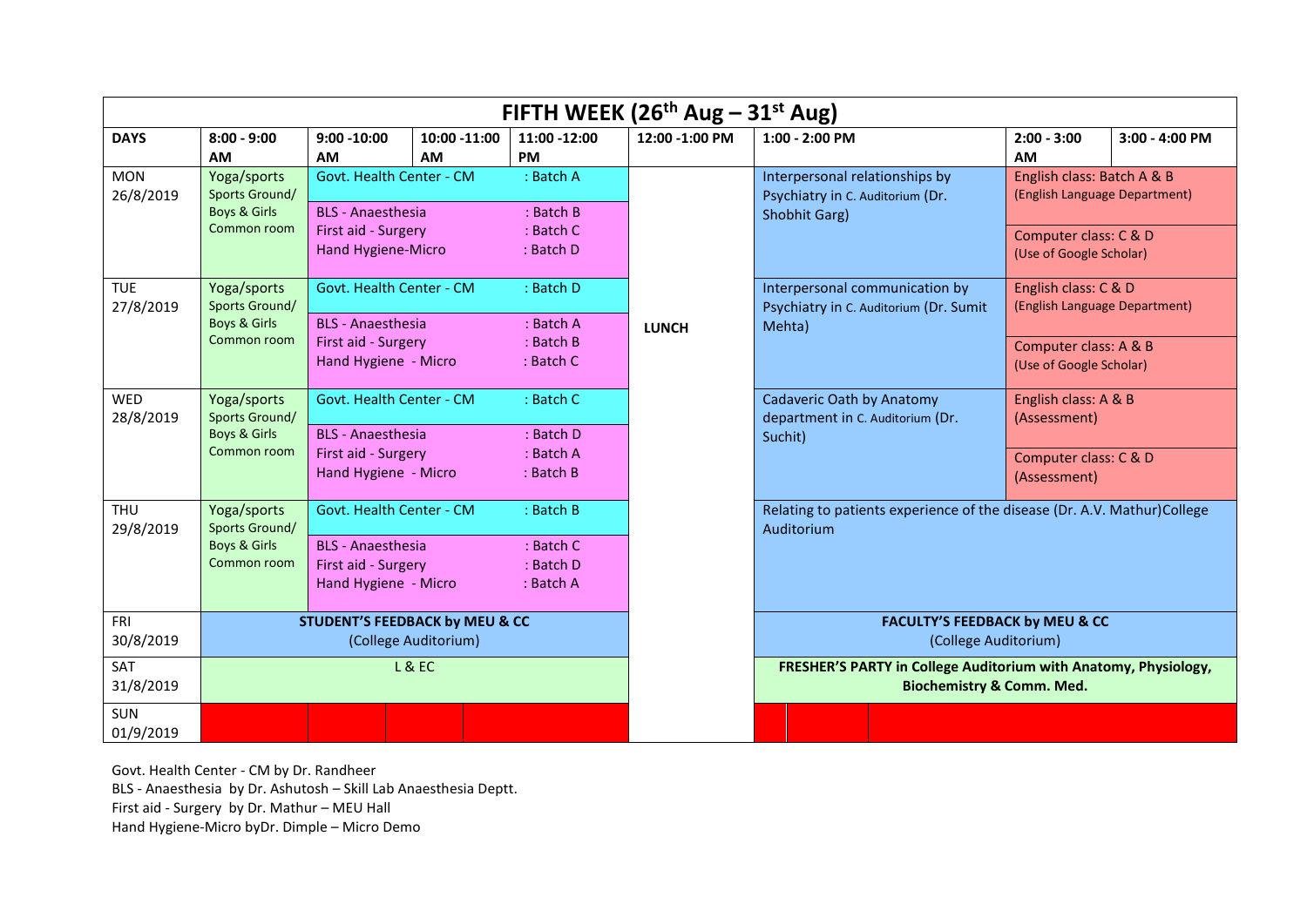| FIFTH WEEK (26th Aug – 31st Aug) | | | | | | | | |
|---|---|---|---|---|---|---|---|---|
| **DAYS** | **8:00 - 9:00 AM** | **9:00 -10:00 AM** | **10:00 -11:00 AM** | **11:00 -12:00 PM** | **12:00 -1:00 PM** | **1:00 - 2:00 PM** | **2:00 - 3:00 AM** | **3:00 - 4:00 PM** |
| MON 26/8/2019 | Yoga/sports Sports Ground/ Boys & Girls Common room | Govt. Health Center - CM : Batch A<br>BLS - Anaesthesia : Batch B<br>First aid - Surgery : Batch C<br>Hand Hygiene-Micro : Batch D | | | LUNCH | Interpersonal relationships by Psychiatry in C. Auditorium (Dr. Shobhit Garg) | English class: Batch A & B (English Language Department)<br>Computer class: C & D (Use of Google Scholar) | |
| TUE 27/8/2019 | Yoga/sports Sports Ground/ Boys & Girls Common room | Govt. Health Center - CM : Batch D<br>BLS - Anaesthesia : Batch A<br>First aid - Surgery : Batch B<br>Hand Hygiene - Micro : Batch C | | | LUNCH | Interpersonal communication by Psychiatry in C. Auditorium (Dr. Sumit Mehta) | English class: C & D (English Language Department)<br>Computer class: A & B (Use of Google Scholar) | |
| WED 28/8/2019 | Yoga/sports Sports Ground/ Boys & Girls Common room | Govt. Health Center - CM : Batch C<br>BLS - Anaesthesia : Batch D<br>First aid - Surgery : Batch A<br>Hand Hygiene - Micro : Batch B | | | LUNCH | Cadaveric Oath by Anatomy department in C. Auditorium (Dr. Suchit) | English class: A & B (Assessment)<br>Computer class: C & D (Assessment) | |
| THU 29/8/2019 | Yoga/sports Sports Ground/ Boys & Girls Common room | Govt. Health Center - CM : Batch B<br>BLS - Anaesthesia : Batch C<br>First aid - Surgery : Batch D<br>Hand Hygiene - Micro : Batch A | | | LUNCH | Relating to patients experience of the disease (Dr. A.V. Mathur)College Auditorium | | |
| FRI 30/8/2019 | **STUDENT'S FEEDBACK by MEU & CC** (College Auditorium) | | | | LUNCH | **FACULTY'S FEEDBACK by MEU & CC** (College Auditorium) | | |
| SAT 31/8/2019 | L & EC | | | | LUNCH | **FRESHER'S PARTY in College Auditorium with Anatomy, Physiology, Biochemistry & Comm. Med.** | | |
| SUN 01/9/2019 | | | | | | | | |

Govt. Health Center - CM by Dr. Randheer
BLS - Anaesthesia by Dr. Ashutosh – Skill Lab Anaesthesia Deptt.
First aid - Surgery by Dr. Mathur – MEU Hall
Hand Hygiene-Micro byDr. Dimple – Micro Demo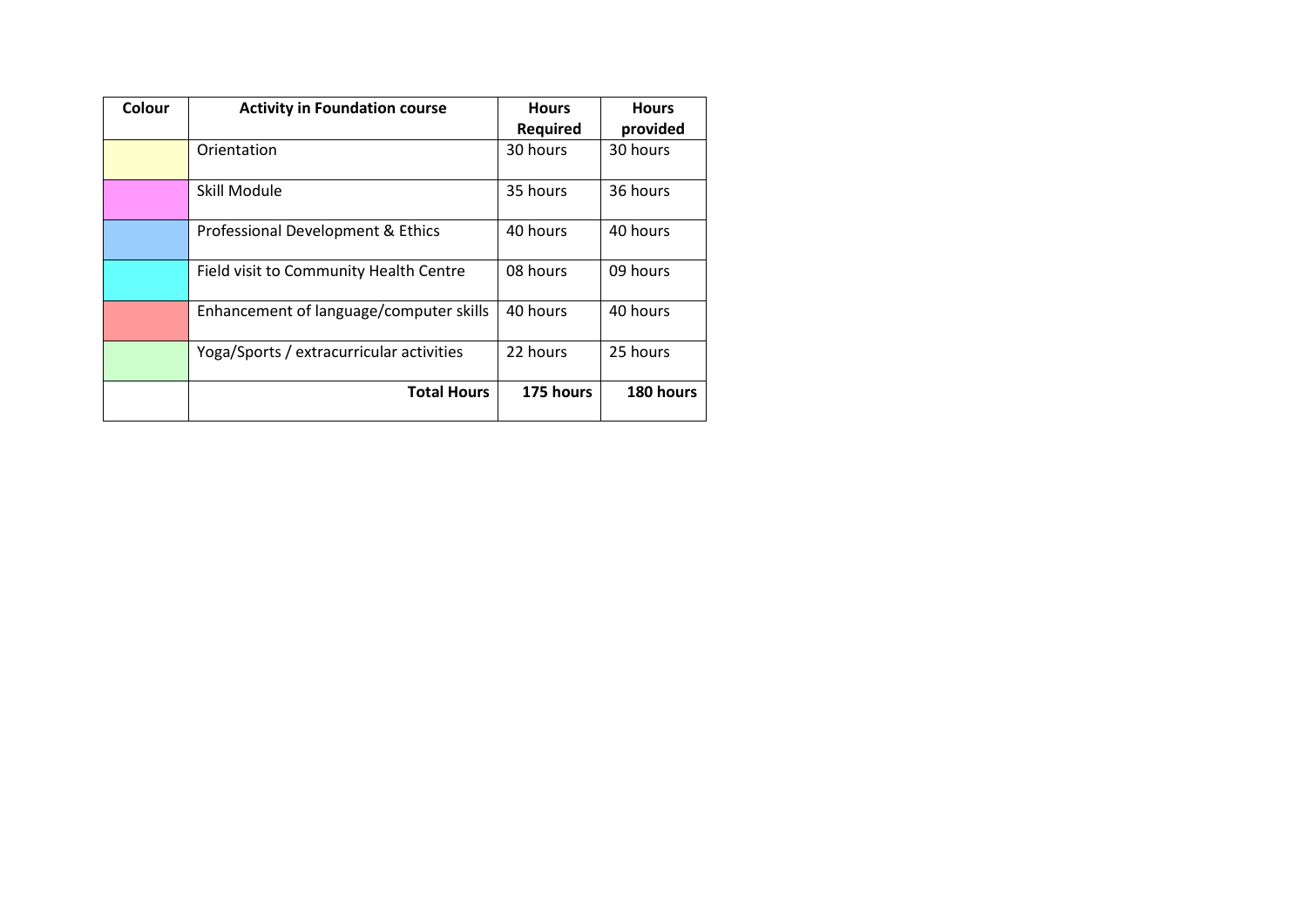| Colour | Activity in Foundation course | Hours Required | Hours provided |
| --- | --- | --- | --- |
| | Orientation | 30 hours | 30 hours |
| | Skill Module | 35 hours | 36 hours |
| | Professional Development & Ethics | 40 hours | 40 hours |
| | Field visit to Community Health Centre | 08 hours | 09 hours |
| | Enhancement of language/computer skills | 40 hours | 40 hours |
| | Yoga/Sports / extracurricular activities | 22 hours | 25 hours |
| | **Total Hours** | **175 hours** | **180 hours** |